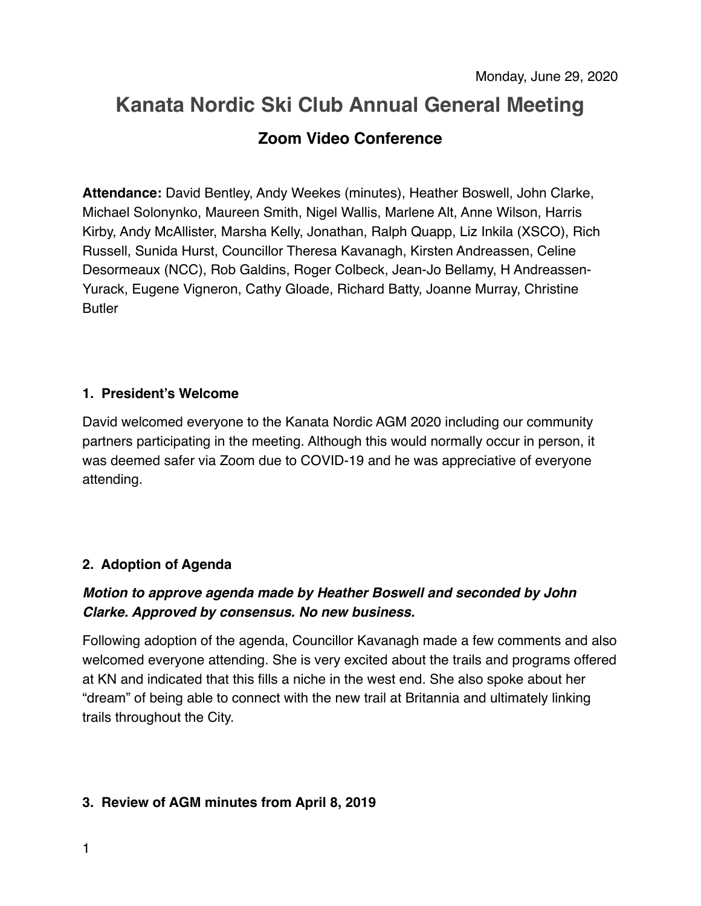Monday, June 29, 2020

# Kanata Nordic Ski Club Annual General Meeting

## Zoom Video Conference

**Attendance:** David Bentley, Andy Weekes (minutes), Heather Boswell, John Clarke, Michael Solonynko, Maureen Smith, Nigel Wallis, Marlene Alt, Anne Wilson, Harris Kirby, Andy McAllister, Marsha Kelly, Jonathan, Ralph Quapp, Liz Inkila (XSCO), Rich Russell, Sunida Hurst, Councillor Theresa Kavanagh, Kirsten Andreassen, Celine Desormeaux (NCC), Rob Galdins, Roger Colbeck, Jean-Jo Bellamy, H Andreassen-Yurack, Eugene Vigneron, Cathy Gloade, Richard Batty, Joanne Murray, Christine Butler

### 1. President's Welcome

David welcomed everyone to the Kanata Nordic AGM 2020 including our community partners participating in the meeting. Although this would normally occur in person, it was deemed safer via Zoom due to COVID-19 and he was appreciative of everyone attending.

### 2. Adoption of Agenda

***Motion to approve agenda made by Heather Boswell and seconded by John Clarke. Approved by consensus. No new business.***

Following adoption of the agenda, Councillor Kavanagh made a few comments and also welcomed everyone attending. She is very excited about the trails and programs offered at KN and indicated that this fills a niche in the west end. She also spoke about her "dream" of being able to connect with the new trail at Britannia and ultimately linking trails throughout the City.

### 3. Review of AGM minutes from April 8, 2019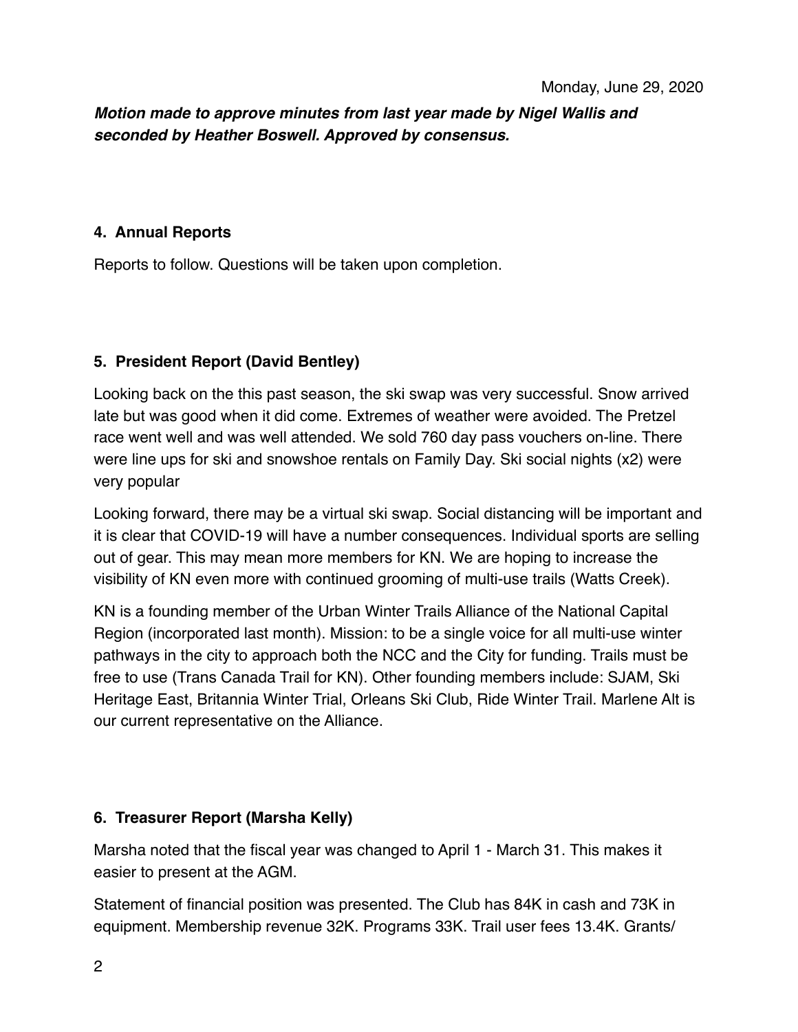Monday, June 29, 2020

***Motion made to approve minutes from last year made by Nigel Wallis and seconded by Heather Boswell. Approved by consensus.***

**4. Annual Reports**

Reports to follow. Questions will be taken upon completion.

**5. President Report (David Bentley)**

Looking back on the this past season, the ski swap was very successful. Snow arrived late but was good when it did come. Extremes of weather were avoided. The Pretzel race went well and was well attended. We sold 760 day pass vouchers on-line. There were line ups for ski and snowshoe rentals on Family Day. Ski social nights (x2) were very popular

Looking forward, there may be a virtual ski swap. Social distancing will be important and it is clear that COVID-19 will have a number consequences. Individual sports are selling out of gear. This may mean more members for KN. We are hoping to increase the visibility of KN even more with continued grooming of multi-use trails (Watts Creek).

KN is a founding member of the Urban Winter Trails Alliance of the National Capital Region (incorporated last month). Mission: to be a single voice for all multi-use winter pathways in the city to approach both the NCC and the City for funding. Trails must be free to use (Trans Canada Trail for KN). Other founding members include: SJAM, Ski Heritage East, Britannia Winter Trial, Orleans Ski Club, Ride Winter Trail. Marlene Alt is our current representative on the Alliance.

**6. Treasurer Report (Marsha Kelly)**

Marsha noted that the fiscal year was changed to April 1 - March 31. This makes it easier to present at the AGM.

Statement of financial position was presented. The Club has 84K in cash and 73K in equipment. Membership revenue 32K. Programs 33K. Trail user fees 13.4K. Grants/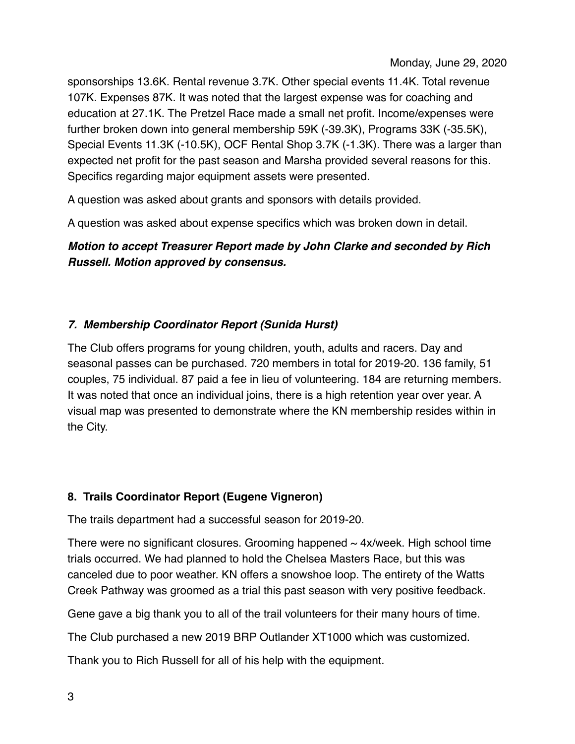sponsorships 13.6K. Rental revenue 3.7K. Other special events 11.4K. Total revenue 107K. Expenses 87K. It was noted that the largest expense was for coaching and education at 27.1K. The Pretzel Race made a small net profit. Income/expenses were further broken down into general membership 59K (-39.3K), Programs 33K (-35.5K), Special Events 11.3K (-10.5K), OCF Rental Shop 3.7K (-1.3K). There was a larger than expected net profit for the past season and Marsha provided several reasons for this. Specifics regarding major equipment assets were presented.

A question was asked about grants and sponsors with details provided.

A question was asked about expense specifics which was broken down in detail.

***Motion to accept Treasurer Report made by John Clarke and seconded by Rich Russell. Motion approved by consensus.***

### *7. Membership Coordinator Report (Sunida Hurst)*

The Club offers programs for young children, youth, adults and racers. Day and seasonal passes can be purchased. 720 members in total for 2019-20. 136 family, 51 couples, 75 individual. 87 paid a fee in lieu of volunteering. 184 are returning members. It was noted that once an individual joins, there is a high retention year over year. A visual map was presented to demonstrate where the KN membership resides within in the City.

### 8. Trails Coordinator Report (Eugene Vigneron)

The trails department had a successful season for 2019-20.

There were no significant closures. Grooming happened ~ 4x/week. High school time trials occurred. We had planned to hold the Chelsea Masters Race, but this was canceled due to poor weather. KN offers a snowshoe loop. The entirety of the Watts Creek Pathway was groomed as a trial this past season with very positive feedback.

Gene gave a big thank you to all of the trail volunteers for their many hours of time.

The Club purchased a new 2019 BRP Outlander XT1000 which was customized.

Thank you to Rich Russell for all of his help with the equipment.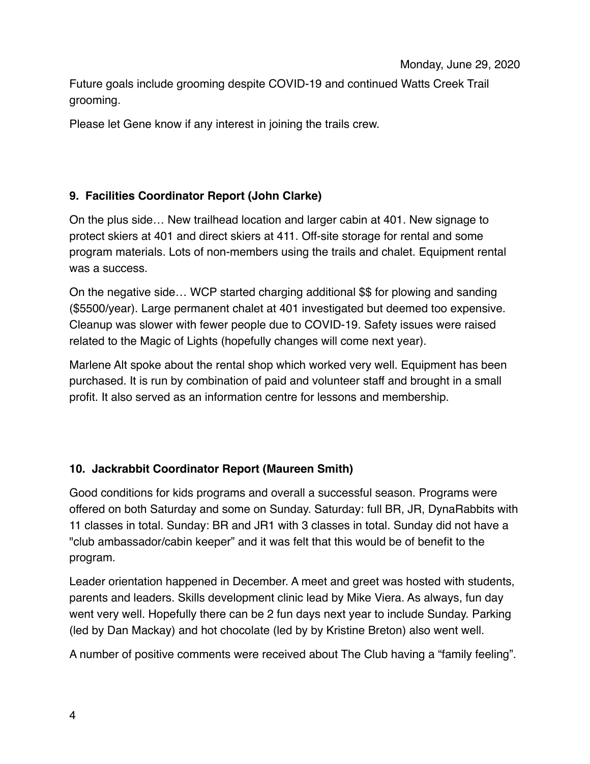Future goals include grooming despite COVID-19 and continued Watts Creek Trail grooming.

Please let Gene know if any interest in joining the trails crew.

**9. Facilities Coordinator Report (John Clarke)**

On the plus side… New trailhead location and larger cabin at 401. New signage to protect skiers at 401 and direct skiers at 411. Off-site storage for rental and some program materials. Lots of non-members using the trails and chalet. Equipment rental was a success.

On the negative side… WCP started charging additional $$ for plowing and sanding ($5500/year). Large permanent chalet at 401 investigated but deemed too expensive. Cleanup was slower with fewer people due to COVID-19. Safety issues were raised related to the Magic of Lights (hopefully changes will come next year).

Marlene Alt spoke about the rental shop which worked very well. Equipment has been purchased. It is run by combination of paid and volunteer staff and brought in a small profit. It also served as an information centre for lessons and membership.

**10. Jackrabbit Coordinator Report (Maureen Smith)**

Good conditions for kids programs and overall a successful season. Programs were offered on both Saturday and some on Sunday. Saturday: full BR, JR, DynaRabbits with 11 classes in total. Sunday: BR and JR1 with 3 classes in total. Sunday did not have a "club ambassador/cabin keeper" and it was felt that this would be of benefit to the program.

Leader orientation happened in December. A meet and greet was hosted with students, parents and leaders. Skills development clinic lead by Mike Viera. As always, fun day went very well. Hopefully there can be 2 fun days next year to include Sunday. Parking (led by Dan Mackay) and hot chocolate (led by by Kristine Breton) also went well.

A number of positive comments were received about The Club having a "family feeling".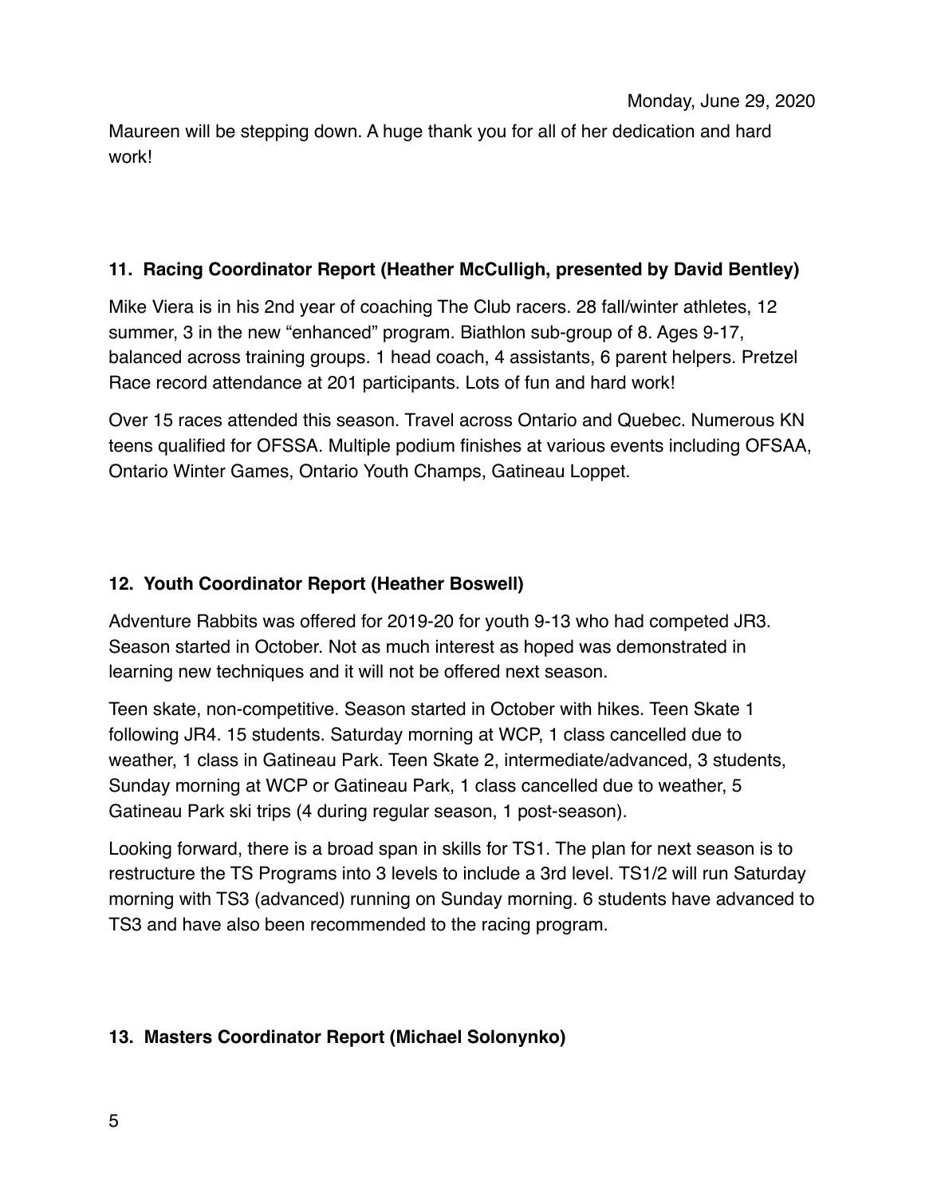Maureen will be stepping down. A huge thank you for all of her dedication and hard work!

**11. Racing Coordinator Report (Heather McCulligh, presented by David Bentley)**

Mike Viera is in his 2nd year of coaching The Club racers. 28 fall/winter athletes, 12 summer, 3 in the new "enhanced" program. Biathlon sub-group of 8. Ages 9-17, balanced across training groups. 1 head coach, 4 assistants, 6 parent helpers. Pretzel Race record attendance at 201 participants. Lots of fun and hard work!

Over 15 races attended this season. Travel across Ontario and Quebec. Numerous KN teens qualified for OFSSA. Multiple podium finishes at various events including OFSAA, Ontario Winter Games, Ontario Youth Champs, Gatineau Loppet.

**12. Youth Coordinator Report (Heather Boswell)**

Adventure Rabbits was offered for 2019-20 for youth 9-13 who had competed JR3. Season started in October. Not as much interest as hoped was demonstrated in learning new techniques and it will not be offered next season.

Teen skate, non-competitive. Season started in October with hikes. Teen Skate 1 following JR4. 15 students. Saturday morning at WCP, 1 class cancelled due to weather, 1 class in Gatineau Park. Teen Skate 2, intermediate/advanced, 3 students, Sunday morning at WCP or Gatineau Park, 1 class cancelled due to weather, 5 Gatineau Park ski trips (4 during regular season, 1 post-season).

Looking forward, there is a broad span in skills for TS1. The plan for next season is to restructure the TS Programs into 3 levels to include a 3rd level. TS1/2 will run Saturday morning with TS3 (advanced) running on Sunday morning. 6 students have advanced to TS3 and have also been recommended to the racing program.

**13. Masters Coordinator Report (Michael Solonynko)**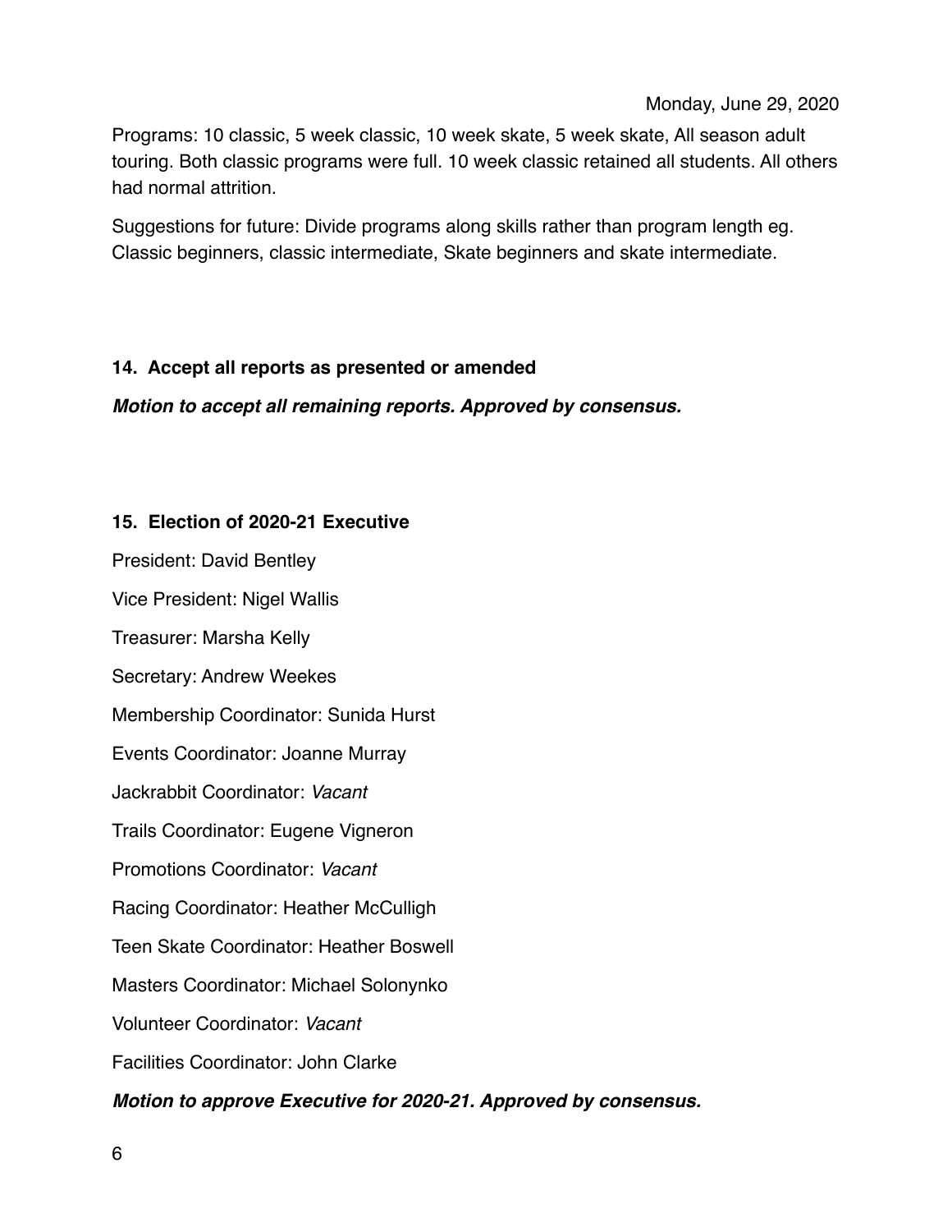Monday, June 29, 2020

Programs: 10 classic, 5 week classic, 10 week skate, 5 week skate, All season adult touring. Both classic programs were full. 10 week classic retained all students. All others had normal attrition.

Suggestions for future: Divide programs along skills rather than program length eg. Classic beginners, classic intermediate, Skate beginners and skate intermediate.

**14. Accept all reports as presented or amended**

***Motion to accept all remaining reports. Approved by consensus.***

**15. Election of 2020-21 Executive**

President: David Bentley

Vice President: Nigel Wallis

Treasurer: Marsha Kelly

Secretary: Andrew Weekes

Membership Coordinator: Sunida Hurst

Events Coordinator: Joanne Murray

Jackrabbit Coordinator: *Vacant*

Trails Coordinator: Eugene Vigneron

Promotions Coordinator: *Vacant*

Racing Coordinator: Heather McCulligh

Teen Skate Coordinator: Heather Boswell

Masters Coordinator: Michael Solonynko

Volunteer Coordinator: *Vacant*

Facilities Coordinator: John Clarke

***Motion to approve Executive for 2020-21. Approved by consensus.***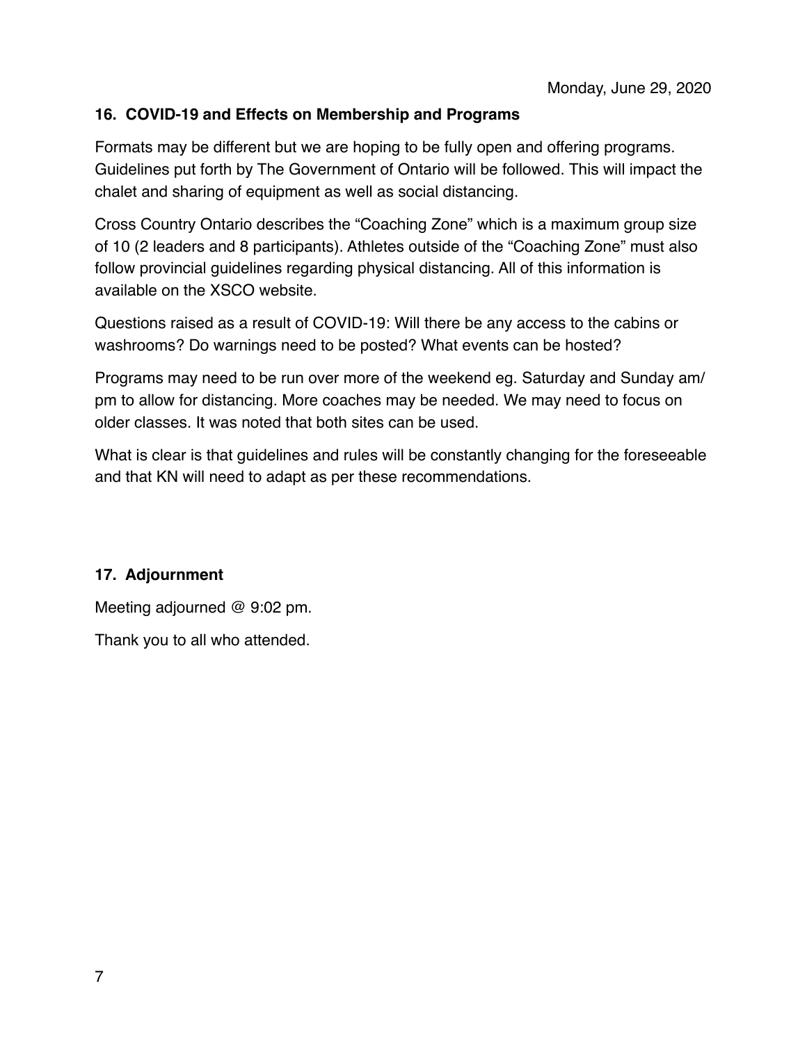Monday, June 29, 2020

**16. COVID-19 and Effects on Membership and Programs**

Formats may be different but we are hoping to be fully open and offering programs. Guidelines put forth by The Government of Ontario will be followed. This will impact the chalet and sharing of equipment as well as social distancing.

Cross Country Ontario describes the "Coaching Zone" which is a maximum group size of 10 (2 leaders and 8 participants). Athletes outside of the "Coaching Zone" must also follow provincial guidelines regarding physical distancing. All of this information is available on the XSCO website.

Questions raised as a result of COVID-19: Will there be any access to the cabins or washrooms? Do warnings need to be posted? What events can be hosted?

Programs may need to be run over more of the weekend eg. Saturday and Sunday am/pm to allow for distancing. More coaches may be needed. We may need to focus on older classes. It was noted that both sites can be used.

What is clear is that guidelines and rules will be constantly changing for the foreseeable and that KN will need to adapt as per these recommendations.

**17. Adjournment**

Meeting adjourned @ 9:02 pm.

Thank you to all who attended.